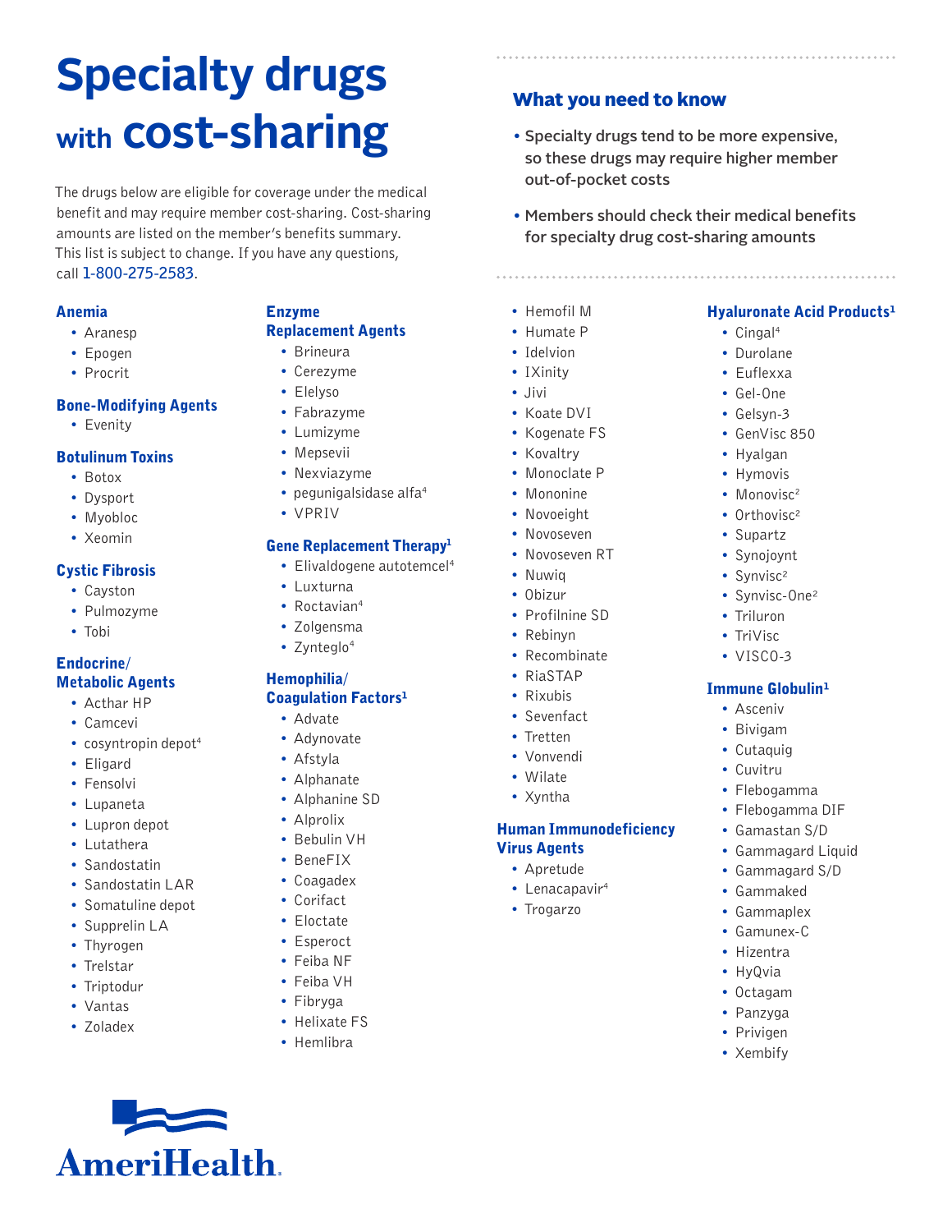# Specialty drugs with cost-sharing

The drugs below are eligible for coverage under the medical benefit and may require member cost-sharing. Cost-sharing amounts are listed on the member's benefits summary. This list is subject to change. If you have any questions, call 1-800-275-2583.

## What you need to know

- Specialty drugs tend to be more expensive, so these drugs may require higher member out-of-pocket costs
- Members should check their medical benefits for specialty drug cost-sharing amounts

### Anemia

- Aranesp
- Epogen
- Procrit

### Bone-Modifying Agents

- Evenity

### Botulinum Toxins

- Botox
- Dysport
- Myobloc
- Xeomin

### Cystic Fibrosis

- Cayston
- Pulmozyme
- Tobi

### Endocrine/ Metabolic Agents

- Acthar HP
- Camcevi
- cosyntropin depot[4]
- Eligard
- Fensolvi
- Lupaneta
- Lupron depot
- Lutathera
- Sandostatin
- Sandostatin LAR
- Somatuline depot
- Supprelin LA
- Thyrogen
- Trelstar
- Triptodur
- Vantas
- Zoladex

### Enzyme Replacement Agents

- Brineura
- Cerezyme
- Elelyso
- Fabrazyme
- Lumizyme
- Mepsevii
- Nexviazyme
- pegunigalsidase alfa[4]
- VPRIV

### Gene Replacement Therapy[1]

- Elivaldogene autotemcel[4]
- Luxturna
- Roctavian[4]
- Zolgensma
- Zynteglo[4]

### Hemophilia/ Coagulation Factors[1]

- Advate
- Adynovate
- Afstyla
- Alphanate
- Alphanine SD
- Alprolix
- Bebulin VH
- BeneFIX
- Coagadex
- Corifact
- Eloctate
- Esperoct
- Feiba NF
- Feiba VH
- Fibryga
- Helixate FS
- Hemlibra
- Hemofil M
- Humate P
- Idelvion
- IXinity
- Jivi
- Koate DVI
- Kogenate FS
- Kovaltry
- Monoclate P
- Mononine
- Novoeight
- Novoseven
- Novoseven RT
- Nuwiq
- Obizur
- Profilnine SD
- Rebinyn
- Recombinate
- RiaSTAP
- Rixubis
- Sevenfact
- Tretten
- Vonvendi
- Wilate
- Xyntha

### Human Immunodeficiency Virus Agents

- Apretude
- Lenacapavir[4]
- Trogarzo

### Hyaluronate Acid Products[1]

- Cingal[4]
- Durolane
- Euflexxa
- Gel-One
- Gelsyn-3
- GenVisc 850
- Hyalgan
- Hymovis
- Monovisc[2]
- Orthovisc[2]
- Supartz
- Synojoynt
- Synvisc[2]
- Synvisc-One[2]
- Triluron
- TriVisc
- VISCO-3

### Immune Globulin[1]

- Asceniv
- Bivigam
- Cutaquig
- Cuvitru
- Flebogamma
- Flebogamma DIF
- Gamastan S/D
- Gammagard Liquid
- Gammagard S/D
- Gammaked
- Gammaplex
- Gamunex-C
- Hizentra
- HyQvia
- Octagam
- Panzyga
- Privigen
- Xembify

AmeriHealth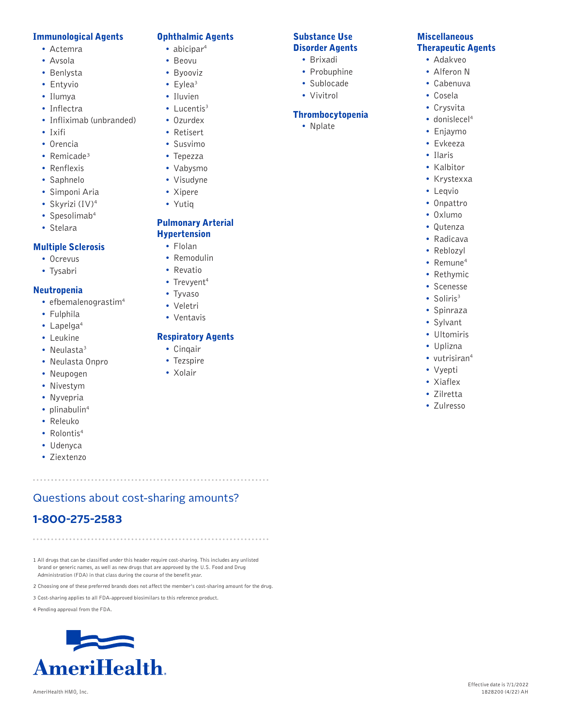## Immunological Agents

- Actemra
- Avsola
- Benlysta
- Entyvio
- Ilumya
- Inflectra
- Infliximab (unbranded)
- Ixifi
- Orencia
- Remicade[3]
- Renflexis
- Saphnelo
- Simponi Aria
- Skyrizi (IV)[4]
- Spesolimab[4]
- Stelara

## Multiple Sclerosis

- Ocrevus
- Tysabri

## Neutropenia

- efbemalenograstim[4]
- Fulphila
- Lapelga[4]
- Leukine
- Neulasta[3]
- Neulasta Onpro
- Neupogen
- Nivestym
- Nyvepria
- plinabulin[4]
- Releuko
- Rolontis[4]
- Udenyca
- Ziextenzo

## Ophthalmic Agents

- abicipar[4]
- Beovu
- Byooviz
- Eylea[3]
- Iluvien
- Lucentis[3]
- Ozurdex
- Retisert
- Susvimo
- Tepezza
- Vabysmo
- Visudyne
- Xipere
- Yutiq

## Pulmonary Arterial Hypertension

- Flolan
- Remodulin
- Revatio
- Trevyent[4]
- Tyvaso
- Veletri
- Ventavis

## Respiratory Agents

- Cinqair
- Tezspire
- Xolair

## Substance Use Disorder Agents

- Brixadi
- Probuphine
- Sublocade
- Vivitrol

## Thrombocytopenia

- Nplate

## Miscellaneous Therapeutic Agents

- Adakveo
- Alferon N
- Cabenuva
- Cosela
- Crysvita
- donislecel[4]
- Enjaymo
- Evkeeza
- Ilaris
- Kalbitor
- Krystexxa
- Leqvio
- Onpattro
- Oxlumo
- Qutenza
- Radicava
- Reblozyl
- Remune[4]
- Rethymic
- Scenesse
- Soliris[3]
- Spinraza
- Sylvant
- Ultomiris
- Uplizna
- vutrisiran[4]
- Vyepti
- Xiaflex
- Zilretta
- Zulresso

## Questions about cost-sharing amounts?

**1-800-275-2583**

1 All drugs that can be classified under this header require cost-sharing. This includes any unlisted brand or generic names, as well as new drugs that are approved by the U.S. Food and Drug Administration (FDA) in that class during the course of the benefit year.

2 Choosing one of these preferred brands does not affect the member's cost-sharing amount for the drug.

3 Cost-sharing applies to all FDA-approved biosimilars to this reference product.

4 Pending approval from the FDA.

AmeriHealth

AmeriHealth HMO, Inc.

Effective date is 7/1/2022
1828200 (4/22) AH